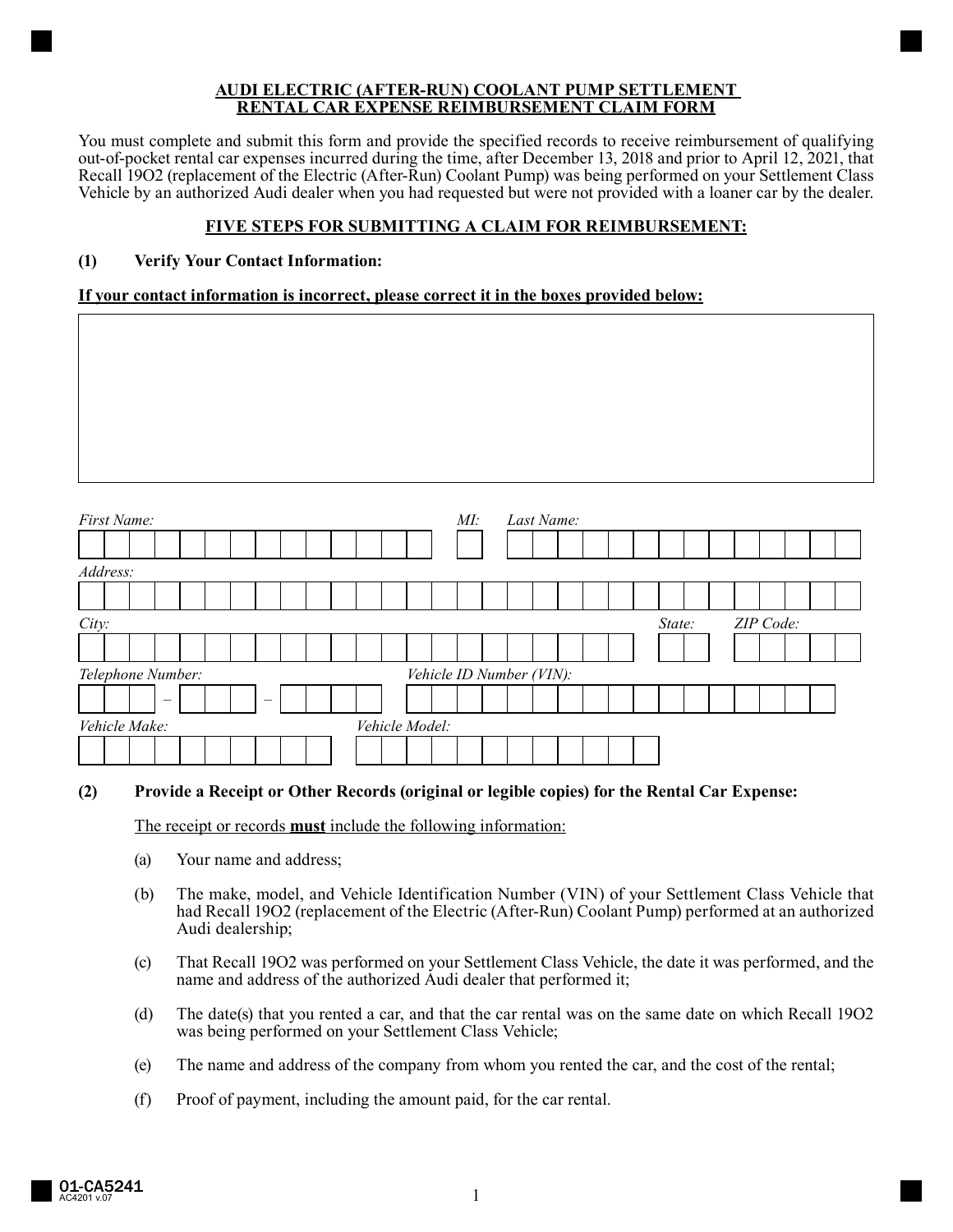**AUDI ELECTRIC (AFTER-RUN) COOLANT PUMP SETTLEMENT**
**RENTAL CAR EXPENSE REIMBURSEMENT CLAIM FORM**

You must complete and submit this form and provide the specified records to receive reimbursement of qualifying out-of-pocket rental car expenses incurred during the time, after December 13, 2018 and prior to April 12, 2021, that Recall 19O2 (replacement of the Electric (After-Run) Coolant Pump) was being performed on your Settlement Class Vehicle by an authorized Audi dealer when you had requested but were not provided with a loaner car by the dealer.

**FIVE STEPS FOR SUBMITTING A CLAIM FOR REIMBURSEMENT:**

**(1) Verify Your Contact Information:**

**If your contact information is incorrect, please correct it in the boxes provided below:**

*First Name:* _______________ *MI:* ___ *Last Name:* _______________

*Address:* _______________

*City:* _______________ *State:* ___ *ZIP Code:* ___

*Telephone Number:* ___ – ___ – ___ *Vehicle ID Number (VIN):* _______________

*Vehicle Make:* _______________ *Vehicle Model:* _______________

**(2) Provide a Receipt or Other Records (original or legible copies) for the Rental Car Expense:**

The receipt or records **must** include the following information:

(a) Your name and address;

(b) The make, model, and Vehicle Identification Number (VIN) of your Settlement Class Vehicle that had Recall 19O2 (replacement of the Electric (After-Run) Coolant Pump) performed at an authorized Audi dealership;

(c) That Recall 19O2 was performed on your Settlement Class Vehicle, the date it was performed, and the name and address of the authorized Audi dealer that performed it;

(d) The date(s) that you rented a car, and that the car rental was on the same date on which Recall 19O2 was being performed on your Settlement Class Vehicle;

(e) The name and address of the company from whom you rented the car, and the cost of the rental;

(f) Proof of payment, including the amount paid, for the car rental.

01-CA5241
AC4201 v.07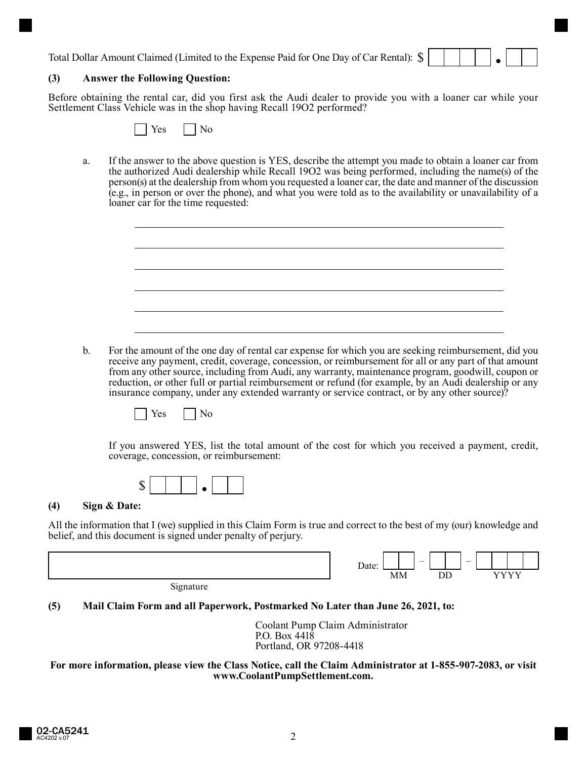Total Dollar Amount Claimed (Limited to the Expense Paid for One Day of Car Rental): $ ____ . __

**(3) Answer the Following Question:**

Before obtaining the rental car, did you first ask the Audi dealer to provide you with a loaner car while your Settlement Class Vehicle was in the shop having Recall 19O2 performed?

☐ Yes ☐ No

a. If the answer to the above question is YES, describe the attempt you made to obtain a loaner car from the authorized Audi dealership while Recall 19O2 was being performed, including the name(s) of the person(s) at the dealership from whom you requested a loaner car, the date and manner of the discussion (e.g., in person or over the phone), and what you were told as to the availability or unavailability of a loaner car for the time requested:

______________________________________________________________________

______________________________________________________________________

______________________________________________________________________

______________________________________________________________________

______________________________________________________________________

______________________________________________________________________

b. For the amount of the one day of rental car expense for which you are seeking reimbursement, did you receive any payment, credit, coverage, concession, or reimbursement for all or any part of that amount from any other source, including from Audi, any warranty, maintenance program, goodwill, coupon or reduction, or other full or partial reimbursement or refund (for example, by an Audi dealership or any insurance company, under any extended warranty or service contract, or by any other source)?

☐ Yes ☐ No

If you answered YES, list the total amount of the cost for which you received a payment, credit, coverage, concession, or reimbursement:

$ ___ . __

**(4) Sign & Date:**

All the information that I (we) supplied in this Claim Form is true and correct to the best of my (our) knowledge and belief, and this document is signed under penalty of perjury.

______________________________
Signature

Date: __ __ – __ __ – __ __ __ __
MM DD YYYY

**(5) Mail Claim Form and all Paperwork, Postmarked No Later than June 26, 2021, to:**

Coolant Pump Claim Administrator
P.O. Box 4418
Portland, OR 97208-4418

**For more information, please view the Class Notice, call the Claim Administrator at 1-855-907-2083, or visit www.CoolantPumpSettlement.com.**

02-CA5241
AC4202 v.07